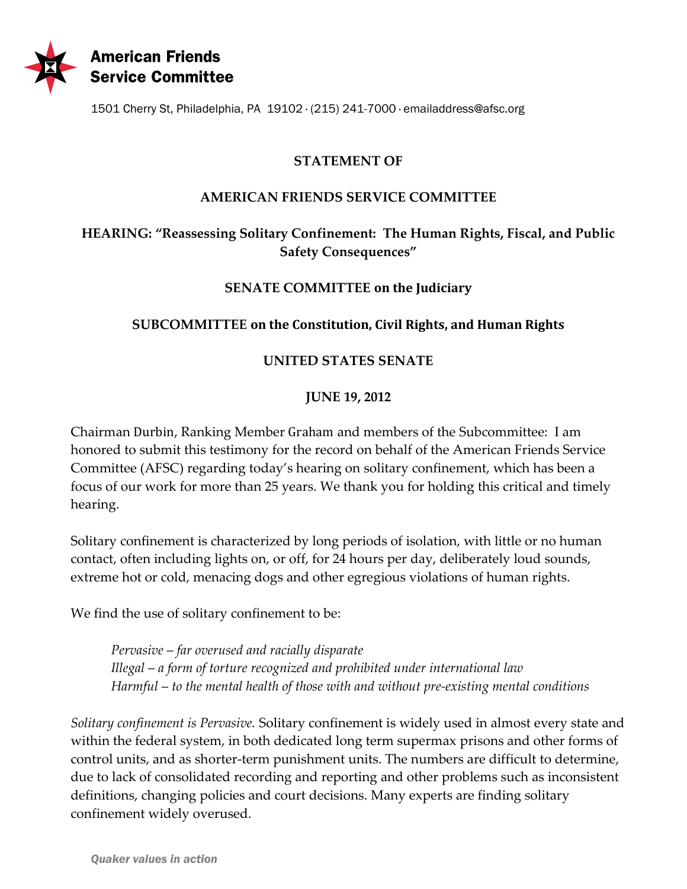**American Friends Service Committee**

1501 Cherry St, Philadelphia, PA 19102 · (215) 241-7000 · emailaddress@afsc.org

**STATEMENT OF**

**AMERICAN FRIENDS SERVICE COMMITTEE**

**HEARING: "Reassessing Solitary Confinement: The Human Rights, Fiscal, and Public Safety Consequences"**

**SENATE COMMITTEE on the Judiciary**

**SUBCOMMITTEE on the Constitution, Civil Rights, and Human Rights**

**UNITED STATES SENATE**

**JUNE 19, 2012**

Chairman Durbin, Ranking Member Graham and members of the Subcommittee: I am honored to submit this testimony for the record on behalf of the American Friends Service Committee (AFSC) regarding today's hearing on solitary confinement, which has been a focus of our work for more than 25 years. We thank you for holding this critical and timely hearing.

Solitary confinement is characterized by long periods of isolation, with little or no human contact, often including lights on, or off, for 24 hours per day, deliberately loud sounds, extreme hot or cold, menacing dogs and other egregious violations of human rights.

We find the use of solitary confinement to be:

> *Pervasive – far overused and racially disparate*
> *Illegal – a form of torture recognized and prohibited under international law*
> *Harmful – to the mental health of those with and without pre-existing mental conditions*

*Solitary confinement is Pervasive.* Solitary confinement is widely used in almost every state and within the federal system, in both dedicated long term supermax prisons and other forms of control units, and as shorter-term punishment units. The numbers are difficult to determine, due to lack of consolidated recording and reporting and other problems such as inconsistent definitions, changing policies and court decisions. Many experts are finding solitary confinement widely overused.

*Quaker values in action*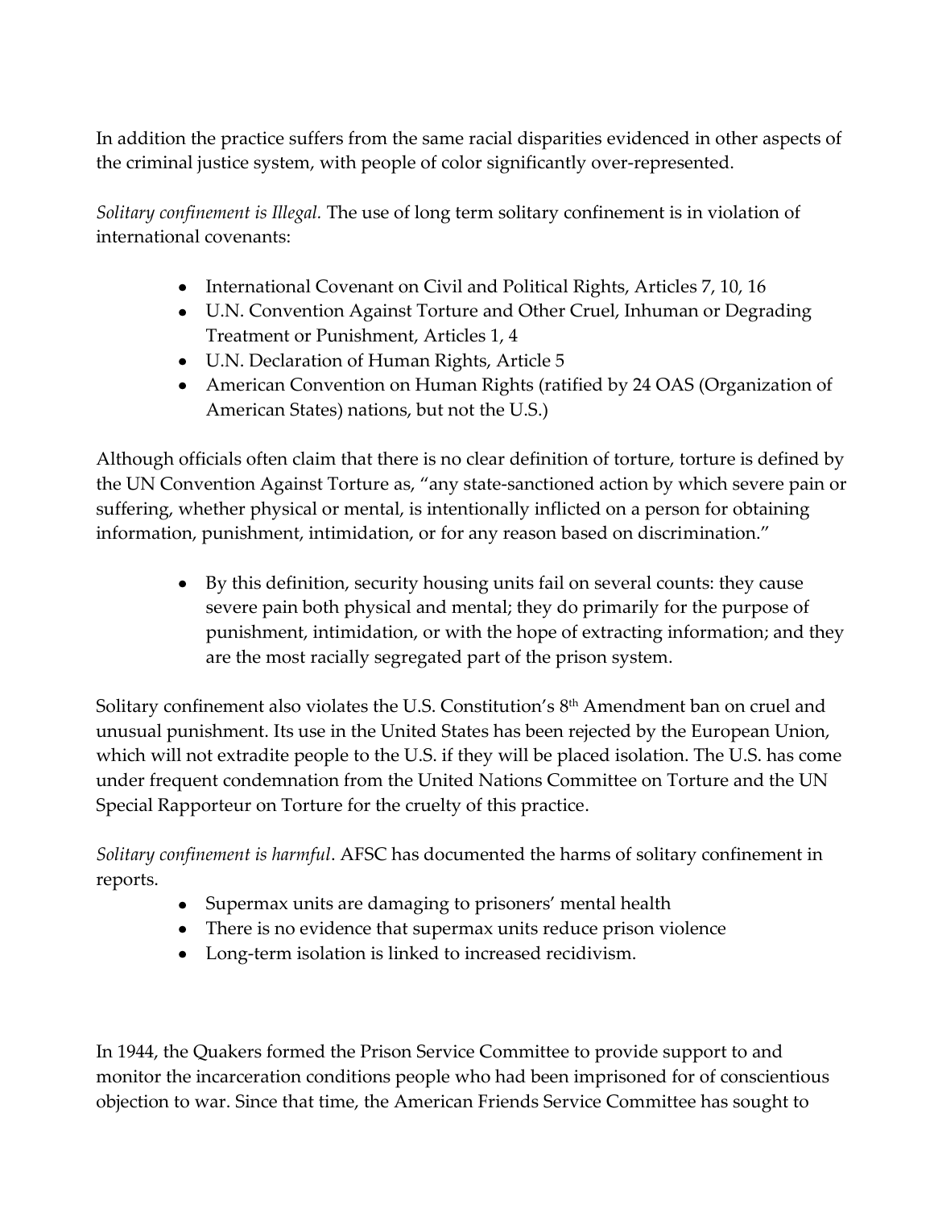In addition the practice suffers from the same racial disparities evidenced in other aspects of the criminal justice system, with people of color significantly over-represented.

*Solitary confinement is Illegal.* The use of long term solitary confinement is in violation of international covenants:

- International Covenant on Civil and Political Rights, Articles 7, 10, 16
- U.N. Convention Against Torture and Other Cruel, Inhuman or Degrading Treatment or Punishment, Articles 1, 4
- U.N. Declaration of Human Rights, Article 5
- American Convention on Human Rights (ratified by 24 OAS (Organization of American States) nations, but not the U.S.)

Although officials often claim that there is no clear definition of torture, torture is defined by the UN Convention Against Torture as, "any state-sanctioned action by which severe pain or suffering, whether physical or mental, is intentionally inflicted on a person for obtaining information, punishment, intimidation, or for any reason based on discrimination."

- By this definition, security housing units fail on several counts: they cause severe pain both physical and mental; they do primarily for the purpose of punishment, intimidation, or with the hope of extracting information; and they are the most racially segregated part of the prison system.

Solitary confinement also violates the U.S. Constitution's 8th Amendment ban on cruel and unusual punishment. Its use in the United States has been rejected by the European Union, which will not extradite people to the U.S. if they will be placed isolation. The U.S. has come under frequent condemnation from the United Nations Committee on Torture and the UN Special Rapporteur on Torture for the cruelty of this practice.

*Solitary confinement is harmful*. AFSC has documented the harms of solitary confinement in reports.

- Supermax units are damaging to prisoners' mental health
- There is no evidence that supermax units reduce prison violence
- Long-term isolation is linked to increased recidivism.

In 1944, the Quakers formed the Prison Service Committee to provide support to and monitor the incarceration conditions people who had been imprisoned for of conscientious objection to war. Since that time, the American Friends Service Committee has sought to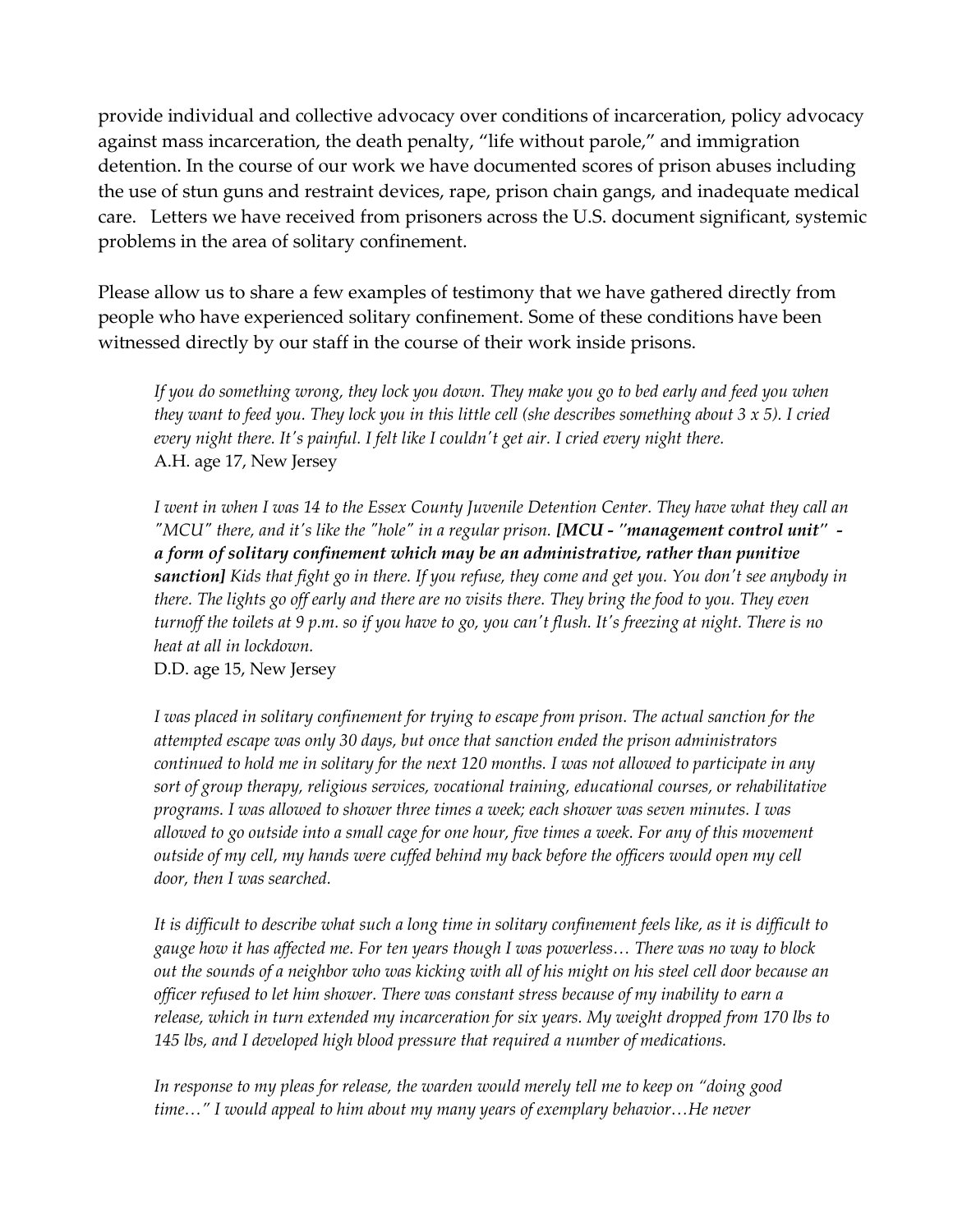provide individual and collective advocacy over conditions of incarceration, policy advocacy against mass incarceration, the death penalty, "life without parole," and immigration detention. In the course of our work we have documented scores of prison abuses including the use of stun guns and restraint devices, rape, prison chain gangs, and inadequate medical care. Letters we have received from prisoners across the U.S. document significant, systemic problems in the area of solitary confinement.

Please allow us to share a few examples of testimony that we have gathered directly from people who have experienced solitary confinement. Some of these conditions have been witnessed directly by our staff in the course of their work inside prisons.

> *If you do something wrong, they lock you down. They make you go to bed early and feed you when they want to feed you. They lock you in this little cell (she describes something about 3 x 5). I cried every night there. It's painful. I felt like I couldn't get air. I cried every night there.*
> A.H. age 17, New Jersey
>
> *I went in when I was 14 to the Essex County Juvenile Detention Center. They have what they call an "MCU" there, and it's like the "hole" in a regular prison.* ***[MCU - "management control unit" - a form of solitary confinement which may be an administrative, rather than punitive sanction]*** *Kids that fight go in there. If you refuse, they come and get you. You don't see anybody in there. The lights go off early and there are no visits there. They bring the food to you. They even turnoff the toilets at 9 p.m. so if you have to go, you can't flush. It's freezing at night. There is no heat at all in lockdown.*
> D.D. age 15, New Jersey
>
> *I was placed in solitary confinement for trying to escape from prison. The actual sanction for the attempted escape was only 30 days, but once that sanction ended the prison administrators continued to hold me in solitary for the next 120 months. I was not allowed to participate in any sort of group therapy, religious services, vocational training, educational courses, or rehabilitative programs. I was allowed to shower three times a week; each shower was seven minutes. I was allowed to go outside into a small cage for one hour, five times a week. For any of this movement outside of my cell, my hands were cuffed behind my back before the officers would open my cell door, then I was searched.*
>
> *It is difficult to describe what such a long time in solitary confinement feels like, as it is difficult to gauge how it has affected me. For ten years though I was powerless… There was no way to block out the sounds of a neighbor who was kicking with all of his might on his steel cell door because an officer refused to let him shower. There was constant stress because of my inability to earn a release, which in turn extended my incarceration for six years. My weight dropped from 170 lbs to 145 lbs, and I developed high blood pressure that required a number of medications.*
>
> *In response to my pleas for release, the warden would merely tell me to keep on "doing good time…" I would appeal to him about my many years of exemplary behavior…He never*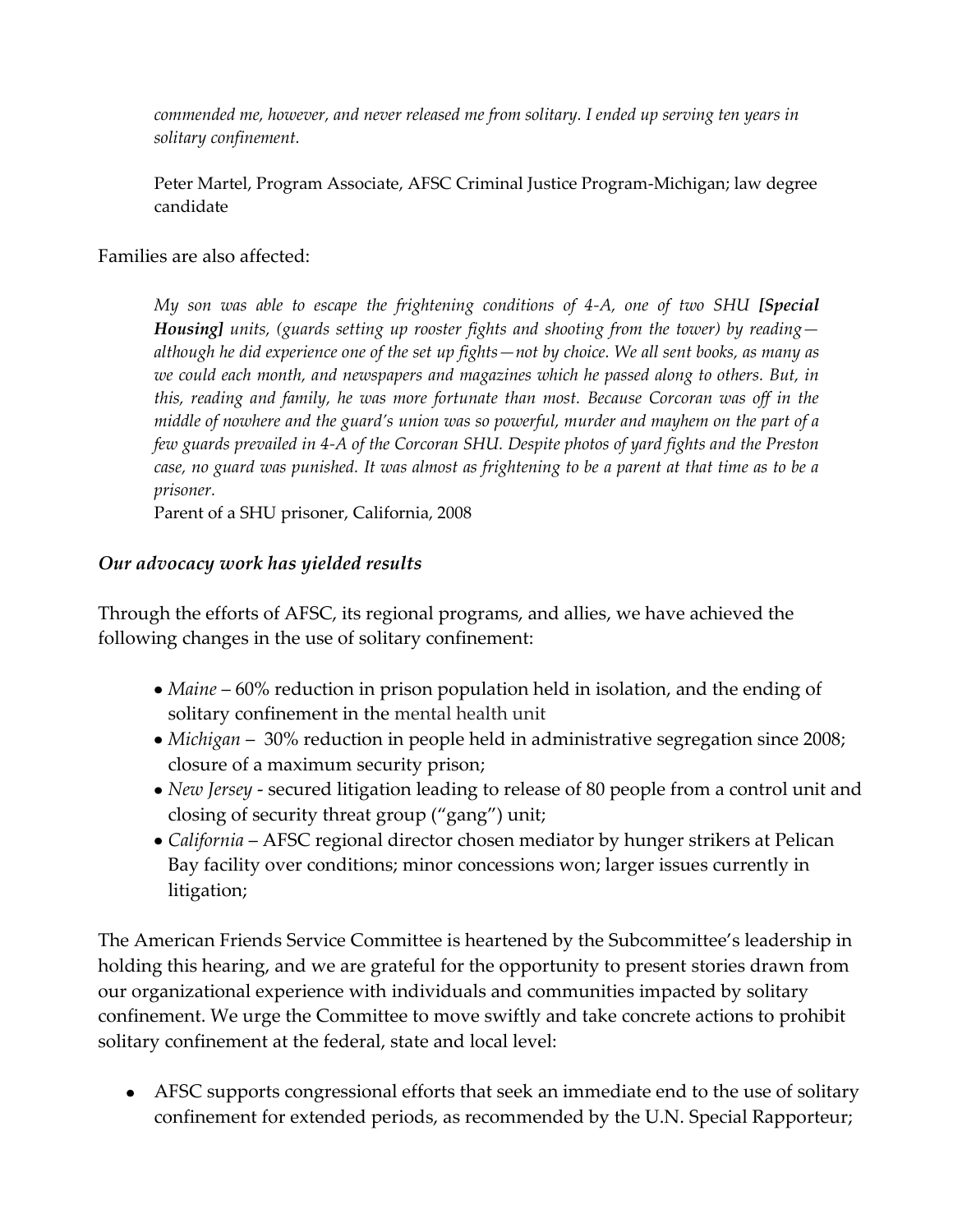> *commended me, however, and never released me from solitary. I ended up serving ten years in solitary confinement.*
>
> Peter Martel, Program Associate, AFSC Criminal Justice Program-Michigan; law degree candidate

Families are also affected:

> *My son was able to escape the frightening conditions of 4-A, one of two SHU **[Special Housing]** units, (guards setting up rooster fights and shooting from the tower) by reading—although he did experience one of the set up fights—not by choice. We all sent books, as many as we could each month, and newspapers and magazines which he passed along to others. But, in this, reading and family, he was more fortunate than most. Because Corcoran was off in the middle of nowhere and the guard's union was so powerful, murder and mayhem on the part of a few guards prevailed in 4-A of the Corcoran SHU. Despite photos of yard fights and the Preston case, no guard was punished. It was almost as frightening to be a parent at that time as to be a prisoner.*
>
> Parent of a SHU prisoner, California, 2008

### *Our advocacy work has yielded results*

Through the efforts of AFSC, its regional programs, and allies, we have achieved the following changes in the use of solitary confinement:

- *Maine* – 60% reduction in prison population held in isolation, and the ending of solitary confinement in the mental health unit
- *Michigan* – 30% reduction in people held in administrative segregation since 2008; closure of a maximum security prison;
- *New Jersey* - secured litigation leading to release of 80 people from a control unit and closing of security threat group ("gang") unit;
- *California* – AFSC regional director chosen mediator by hunger strikers at Pelican Bay facility over conditions; minor concessions won; larger issues currently in litigation;

The American Friends Service Committee is heartened by the Subcommittee's leadership in holding this hearing, and we are grateful for the opportunity to present stories drawn from our organizational experience with individuals and communities impacted by solitary confinement. We urge the Committee to move swiftly and take concrete actions to prohibit solitary confinement at the federal, state and local level:

- AFSC supports congressional efforts that seek an immediate end to the use of solitary confinement for extended periods, as recommended by the U.N. Special Rapporteur;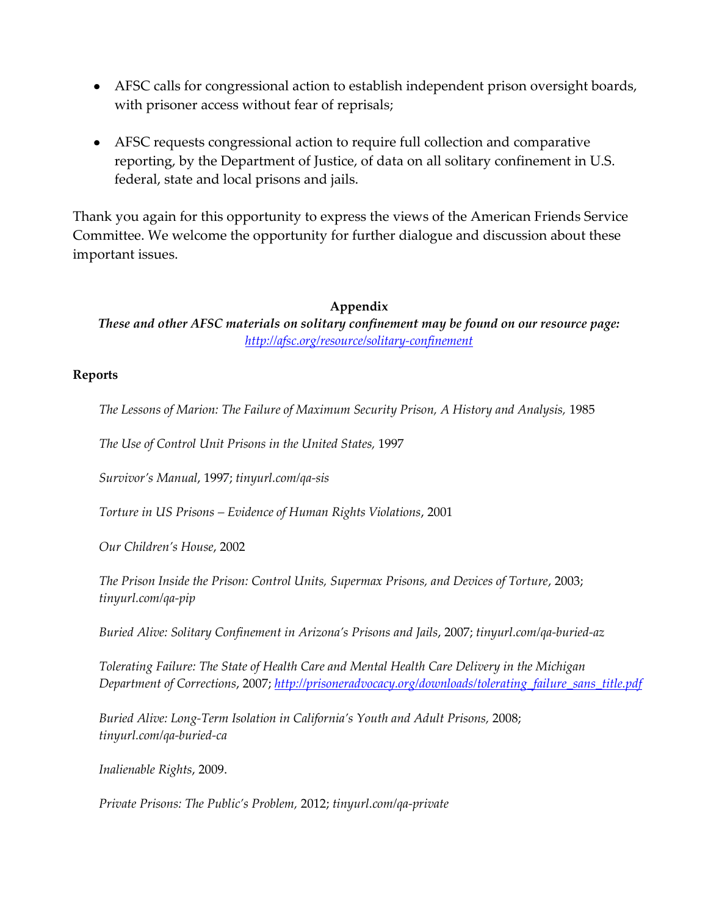- AFSC calls for congressional action to establish independent prison oversight boards, with prisoner access without fear of reprisals;

- AFSC requests congressional action to require full collection and comparative reporting, by the Department of Justice, of data on all solitary confinement in U.S. federal, state and local prisons and jails.

Thank you again for this opportunity to express the views of the American Friends Service Committee. We welcome the opportunity for further dialogue and discussion about these important issues.

**Appendix**

***These and other AFSC materials on solitary confinement may be found on our resource page:*** [*http://afsc.org/resource/solitary-confinement*](http://afsc.org/resource/solitary-confinement)

**Reports**

*The Lessons of Marion: The Failure of Maximum Security Prison, A History and Analysis,* 1985

*The Use of Control Unit Prisons in the United States,* 1997

*Survivor's Manual*, 1997; *tinyurl.com/qa-sis*

*Torture in US Prisons – Evidence of Human Rights Violations*, 2001

*Our Children's House*, 2002

*The Prison Inside the Prison: Control Units, Supermax Prisons, and Devices of Torture*, 2003; *tinyurl.com/qa-pip*

*Buried Alive: Solitary Confinement in Arizona's Prisons and Jails*, 2007; *tinyurl.com/qa-buried-az*

*Tolerating Failure: The State of Health Care and Mental Health Care Delivery in the Michigan Department of Corrections*, 2007; [*http://prisoneradvocacy.org/downloads/tolerating_failure_sans_title.pdf*](http://prisoneradvocacy.org/downloads/tolerating_failure_sans_title.pdf)

*Buried Alive: Long-Term Isolation in California's Youth and Adult Prisons,* 2008; *tinyurl.com/qa-buried-ca*

*Inalienable Rights*, 2009.

*Private Prisons: The Public's Problem,* 2012; *tinyurl.com/qa-private*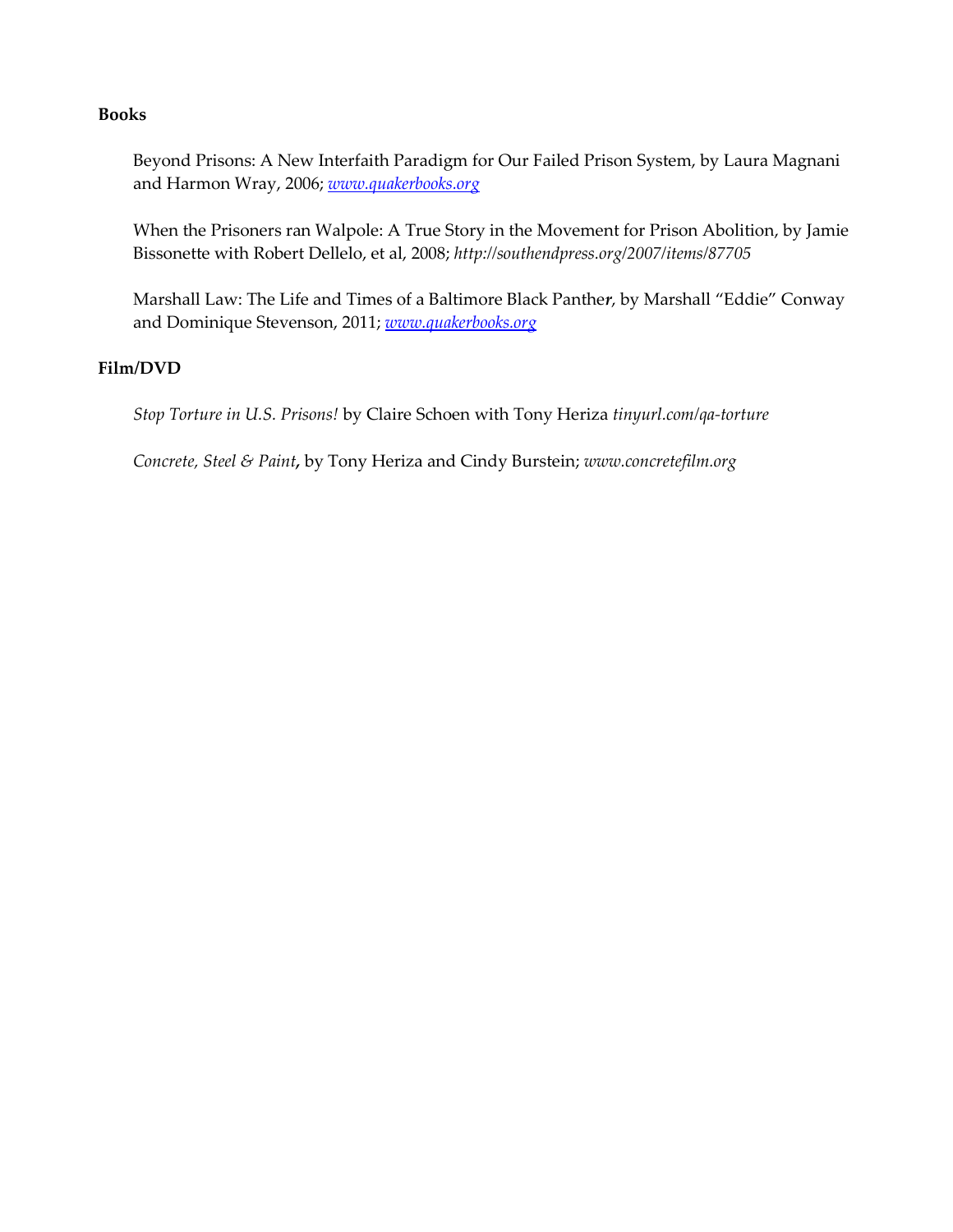**Books**

Beyond Prisons: A New Interfaith Paradigm for Our Failed Prison System, by Laura Magnani and Harmon Wray, 2006; [www.quakerbooks.org](http://www.quakerbooks.org)

When the Prisoners ran Walpole: A True Story in the Movement for Prison Abolition, by Jamie Bissonette with Robert Dellelo, et al, 2008; *http://southendpress.org/2007/items/87705*

Marshall Law: The Life and Times of a Baltimore Black Panther, by Marshall "Eddie" Conway and Dominique Stevenson, 2011; [www.quakerbooks.org](http://www.quakerbooks.org)

**Film/DVD**

*Stop Torture in U.S. Prisons!* by Claire Schoen with Tony Heriza *tinyurl.com/qa-torture*

*Concrete, Steel & Paint*, by Tony Heriza and Cindy Burstein; *www.concretefilm.org*